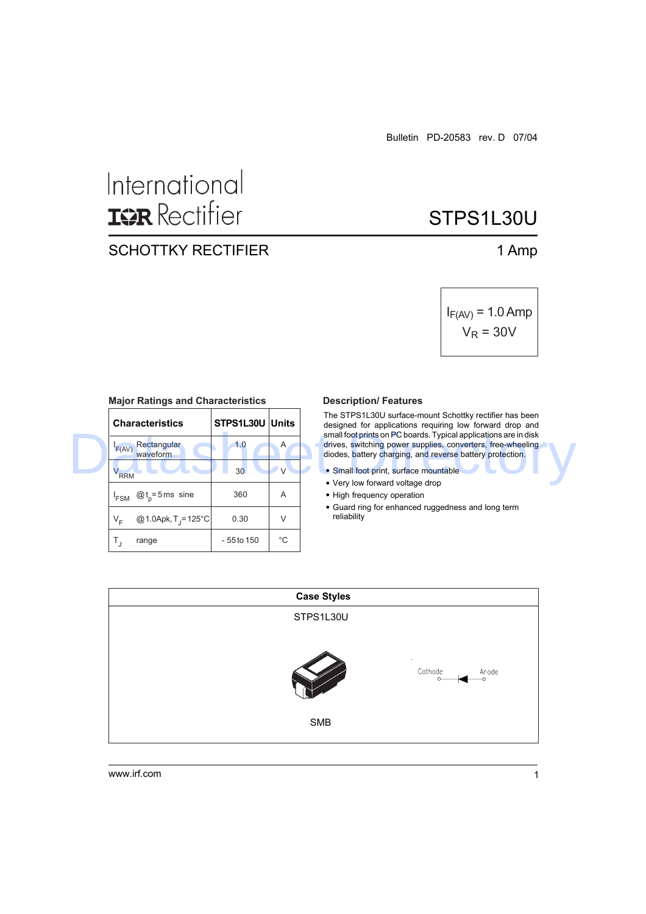Bulletin PD-20583 rev. D 07/04

International
IOR Rectifier

# STPS1L30U

## SCHOTTKY RECTIFIER

1 Amp

$I_{F(AV)}$ = 1.0 Amp
$V_R$ = 30V

### Major Ratings and Characteristics

| Characteristics | STPS1L30U | Units |
|---|---|---|
| $I_{F(AV)}$ Rectangular waveform | 1.0 | A |
| $V_{RRM}$ | 30 | V |
| $I_{FSM}$ @ $t_p$ = 5 ms sine | 360 | A |
| $V_F$ @ 1.0Apk, $T_J$ = 125°C | 0.30 | V |
| $T_J$ range | - 55 to 150 | °C |

### Description/ Features

The STPS1L30U surface-mount Schottky rectifier has been designed for applications requiring low forward drop and small foot prints on PC boards. Typical applications are in disk drives, switching power supplies, converters, free-wheeling diodes, battery charging, and reverse battery protection.

- Small foot print, surface mountable
- Very low forward voltage drop
- High frequency operation
- Guard ring for enhanced ruggedness and long term reliability

### Case Styles

STPS1L30U

Cathode Anode

SMB

www.irf.com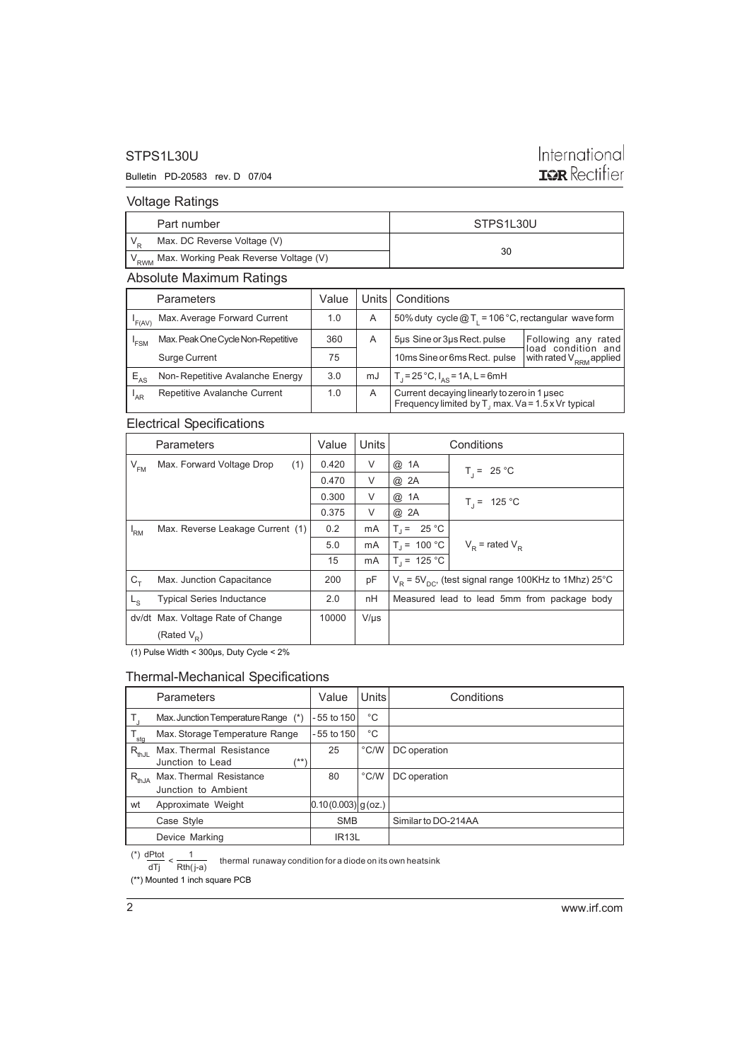## Voltage Ratings

| | Part number | STPS1L30U |
|---|---|---|
| $V_R$ | Max. DC Reverse Voltage (V) | 30 |
| $V_{RWM}$ | Max. Working Peak Reverse Voltage (V) | |

## Absolute Maximum Ratings

| | Parameters | Value | Units | Conditions | |
|---|---|---|---|---|---|
| $I_{F(AV)}$ | Max. Average Forward Current | 1.0 | A | 50% duty cycle @ $T_L$ = 106 °C, rectangular wave form | |
| $I_{FSM}$ | Max. Peak One Cycle Non-Repetitive | 360 | A | 5µs Sine or 3µs Rect. pulse | Following any rated load condition and with rated $V_{RRM}$ applied |
| | Surge Current | 75 | | 10ms Sine or 6ms Rect. pulse | |
| $E_{AS}$ | Non- Repetitive Avalanche Energy | 3.0 | mJ | $T_J$ = 25 °C, $I_{AS}$ = 1A, L = 6mH | |
| $I_{AR}$ | Repetitive Avalanche Current | 1.0 | A | Current decaying linearly to zero in 1 µsec<br>Frequency limited by $T_J$ max. Va = 1.5 x Vr typical | |

## Electrical Specifications

| | Parameters | Value | Units | Conditions | |
|---|---|---|---|---|---|
| $V_{FM}$ | Max. Forward Voltage Drop (1) | 0.420 | V | @ 1A | $T_J$ = 25 °C |
| | | 0.470 | V | @ 2A | |
| | | 0.300 | V | @ 1A | $T_J$ = 125 °C |
| | | 0.375 | V | @ 2A | |
| $I_{RM}$ | Max. Reverse Leakage Current (1) | 0.2 | mA | $T_J$ = 25 °C | $V_R$ = rated $V_R$ |
| | | 5.0 | mA | $T_J$ = 100 °C | |
| | | 15 | mA | $T_J$ = 125 °C | |
| $C_T$ | Max. Junction Capacitance | 200 | pF | $V_R$ = 5$V_{DC}$, (test signal range 100KHz to 1Mhz) 25°C | |
| $L_S$ | Typical Series Inductance | 2.0 | nH | Measured lead to lead 5mm from package body | |
| dv/dt | Max. Voltage Rate of Change (Rated $V_R$) | 10000 | V/µs | | |

(1) Pulse Width < 300µs, Duty Cycle < 2%

## Thermal-Mechanical Specifications

| | Parameters | Value | Units | Conditions |
|---|---|---|---|---|
| $T_J$ | Max. Junction Temperature Range (*) | -55 to 150 | °C | |
| $T_{stg}$ | Max. Storage Temperature Range | -55 to 150 | °C | |
| $R_{thJL}$ | Max. Thermal Resistance Junction to Lead (**) | 25 | °C/W | DC operation |
| $R_{thJA}$ | Max. Thermal Resistance Junction to Ambient | 80 | °C/W | DC operation |
| wt | Approximate Weight | 0.10 (0.003) | g (oz.) | |
| | Case Style | SMB | | Similar to DO-214AA |
| | Device Marking | IR13L | | |

(*) $\frac{dPtot}{dTj} < \frac{1}{Rth(j-a)}$ thermal runaway condition for a diode on its own heatsink

(**) Mounted 1 inch square PCB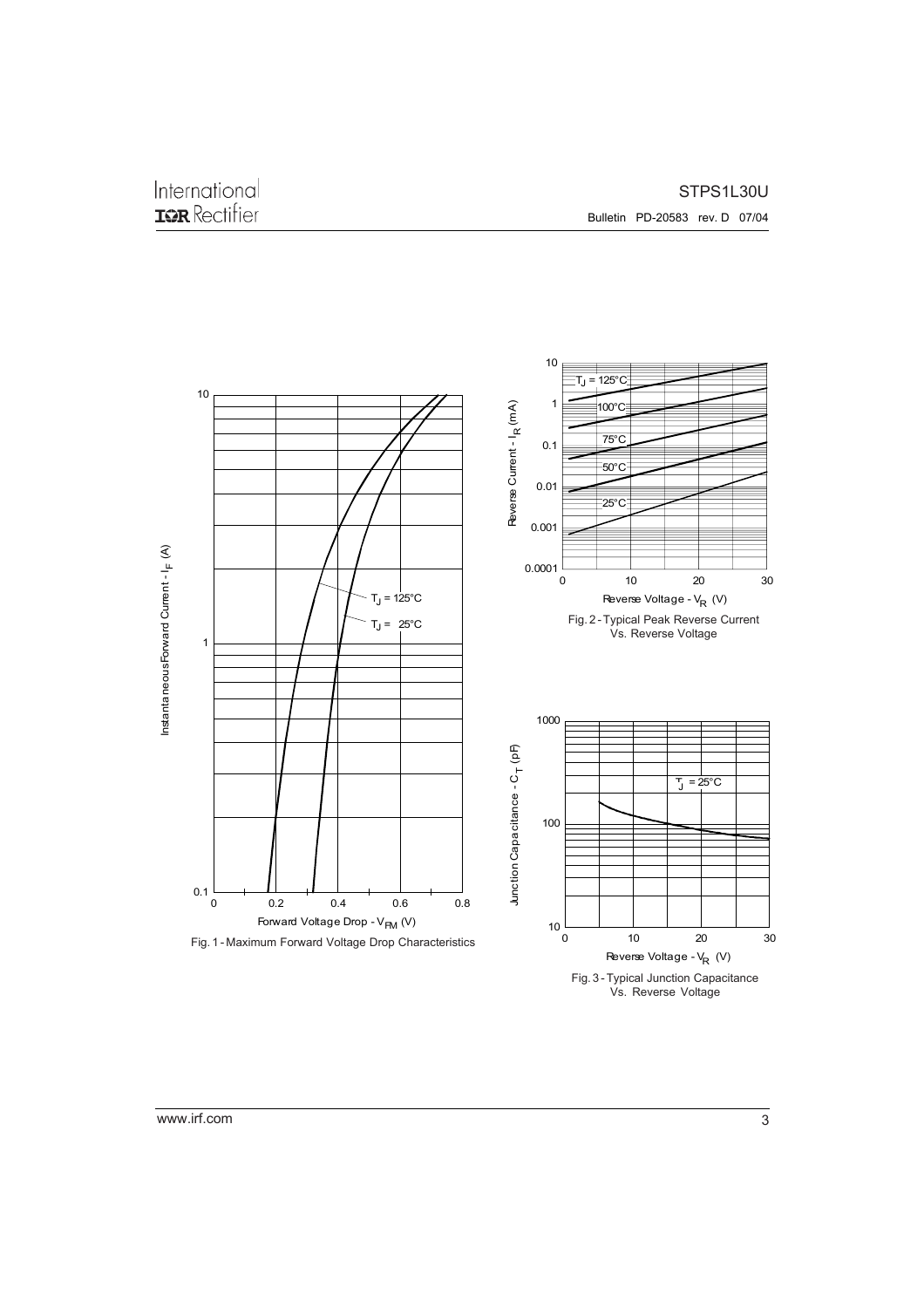Fig. 1 - Maximum Forward Voltage Drop Characteristics

Fig. 2 - Typical Peak Reverse Current Vs. Reverse Voltage

Fig. 3 - Typical Junction Capacitance Vs. Reverse Voltage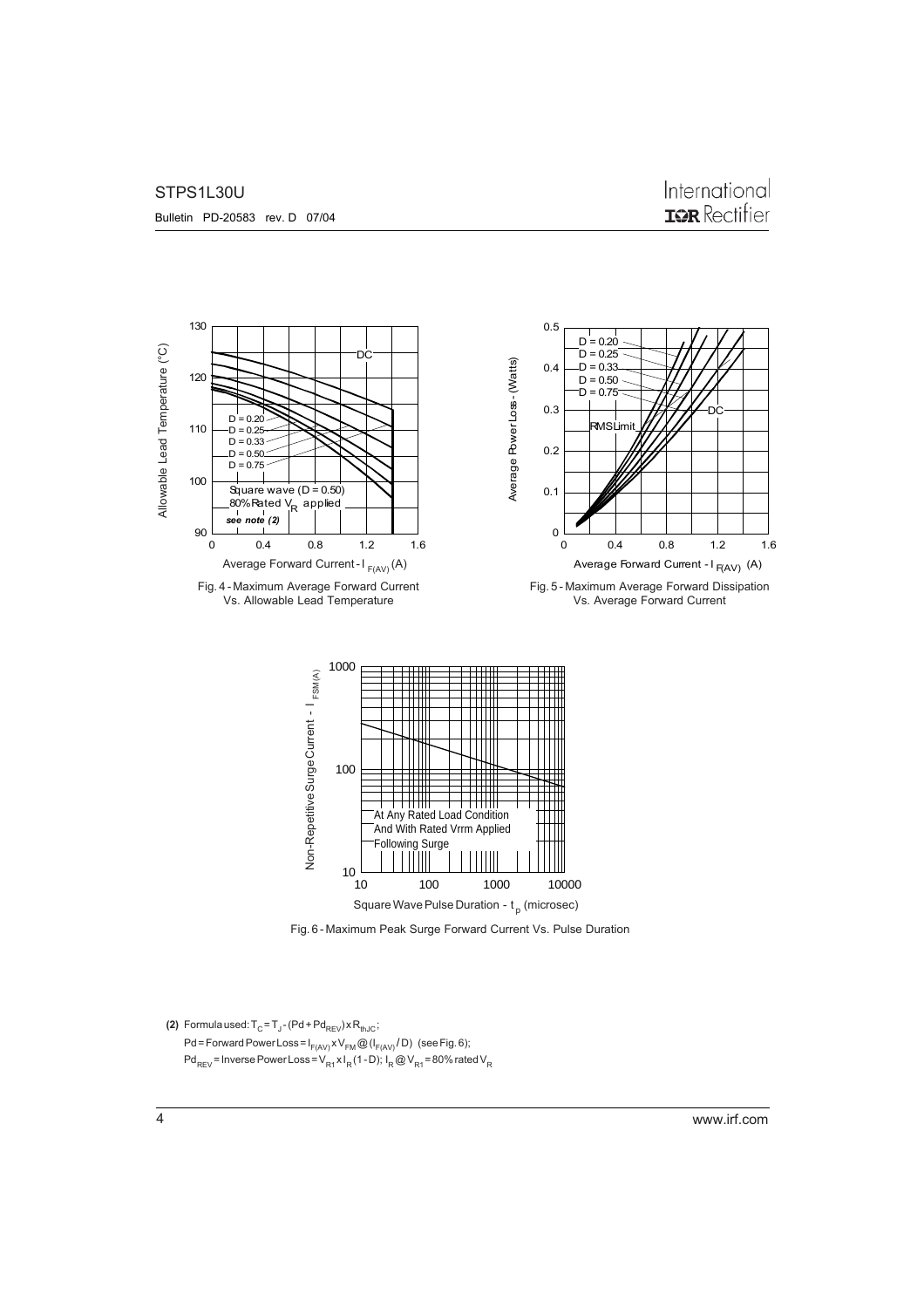Fig. 4 - Maximum Average Forward Current Vs. Allowable Lead Temperature

Fig. 5 - Maximum Average Forward Dissipation Vs. Average Forward Current

Fig. 6 - Maximum Peak Surge Forward Current Vs. Pulse Duration

**(2)** Formula used: $T_C = T_J - (Pd + Pd_{REV}) \times R_{thJC}$;

$Pd$ = Forward Power Loss = $I_{F(AV)} \times V_{FM}$ @ $(I_{F(AV)} / D)$ (see Fig. 6);

$Pd_{REV}$ = Inverse Power Loss = $V_{R1} \times I_R (1 - D)$; $I_R$ @ $V_{R1}$ = 80% rated $V_R$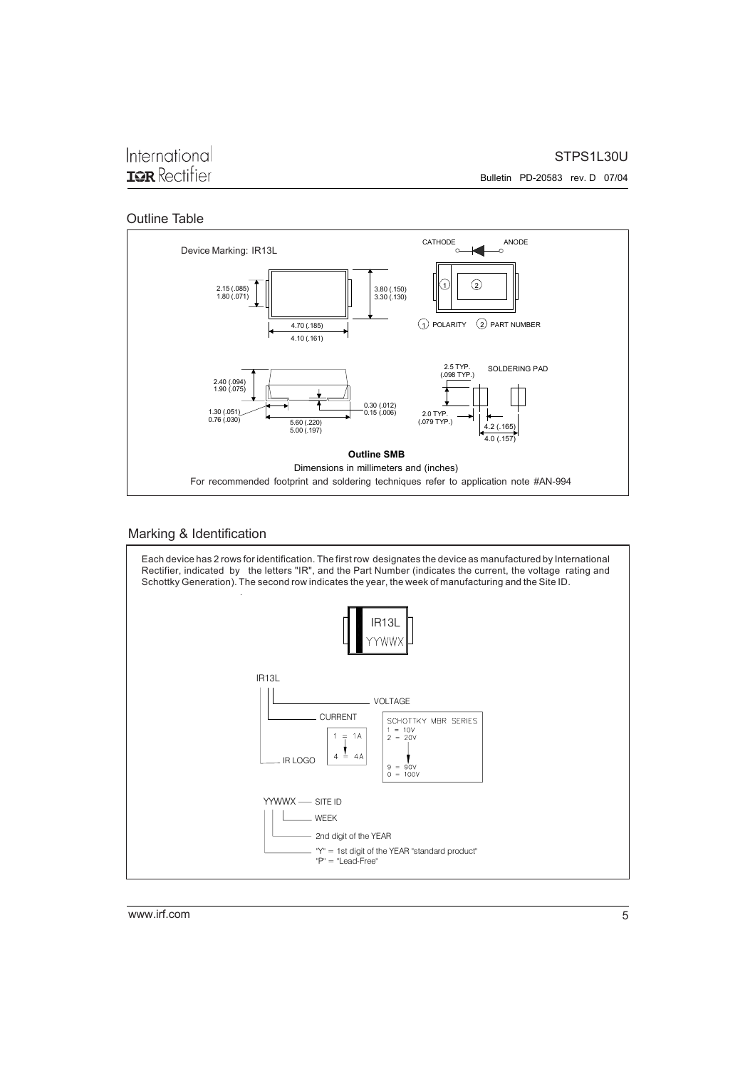## Outline Table

Device Marking: IR13L

CATHODE — ANODE

2.15 (.085)
1.80 (.071)

3.80 (.150)
3.30 (.130)

4.70 (.185)
4.10 (.161)

(1) POLARITY (2) PART NUMBER

2.40 (.094)
1.90 (.075)

1.30 (.051)
0.76 (.030)

5.60 (.220)
5.00 (.197)

0.30 (.012)
0.15 (.006)

2.5 TYP.
(.098 TYP.)

SOLDERING PAD

2.0 TYP.
(.079 TYP.)

4.2 (.165)
4.0 (.157)

**Outline SMB**

Dimensions in millimeters and (inches)

For recommended footprint and soldering techniques refer to application note #AN-994

## Marking & Identification

Each device has 2 rows for identification. The first row designates the device as manufactured by International Rectifier, indicated by the letters "IR", and the Part Number (indicates the current, the voltage rating and Schottky Generation). The second row indicates the year, the week of manufacturing and the Site ID.

IR13L
YYWWX

IR13L

- VOLTAGE
- CURRENT
- IR LOGO

CURRENT: 1 = 1A ... 4 = 4A

SCHOTTKY MBR SERIES
1 = 10V
2 = 20V
...
9 = 90V
0 = 100V

YYWWX — SITE ID

- WEEK
- 2nd digit of the YEAR
- "Y" = 1st digit of the YEAR "standard product"
  "P" = "Lead-Free"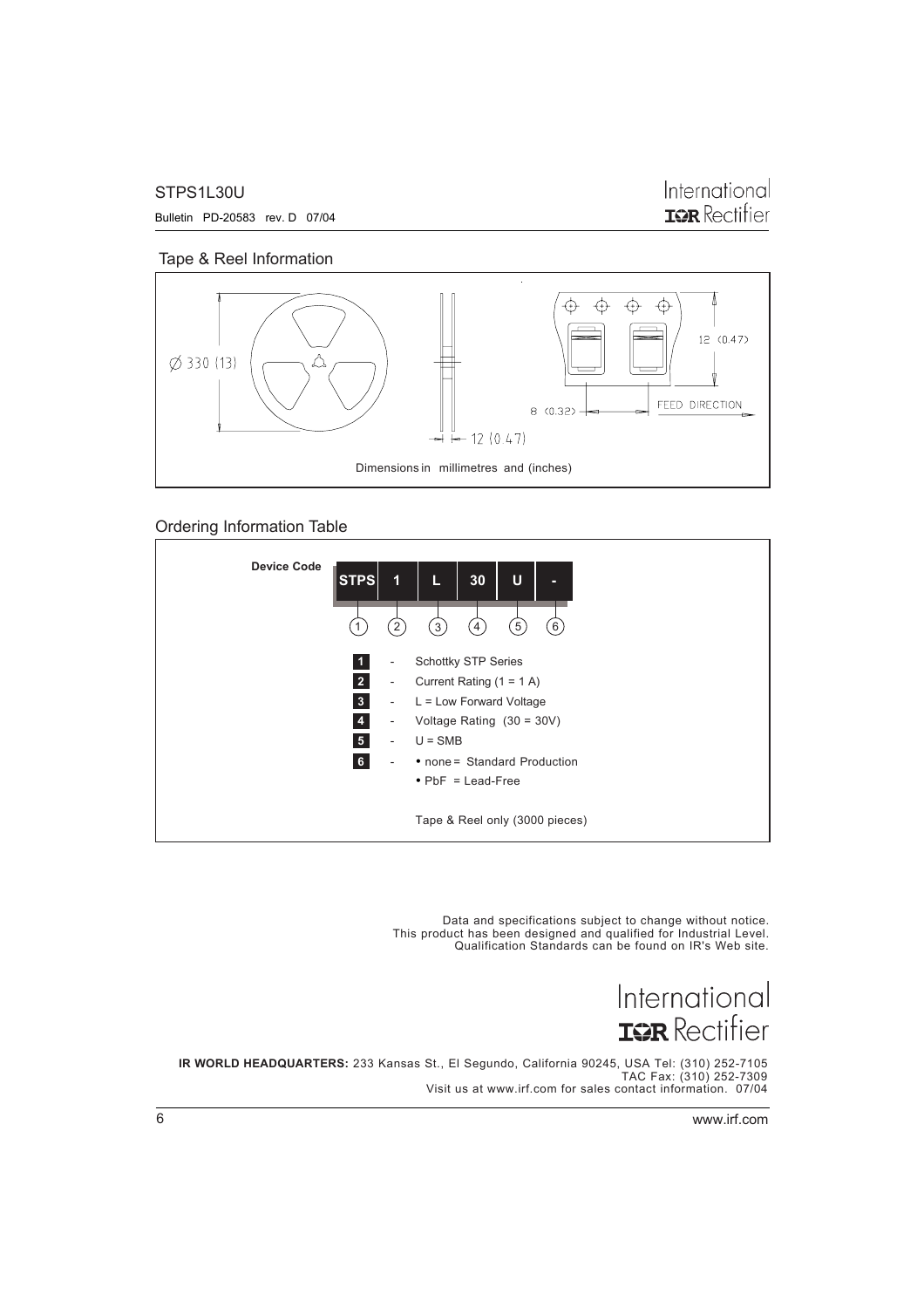## Tape & Reel Information

Ø 330 (13)

12 (0.47)

8 (0.32)

12 (0.47)

FEED DIRECTION

Dimensions in millimetres and (inches)

## Ordering Information Table

**Device Code**

| STPS | 1 | L | 30 | U | - |
|---|---|---|---|---|---|
| 1 | 2 | 3 | 4 | 5 | 6 |

1 - Schottky STP Series

2 - Current Rating (1 = 1 A)

3 - L = Low Forward Voltage

4 - Voltage Rating (30 = 30V)

5 - U = SMB

6 -
- none = Standard Production
- PbF = Lead-Free

Tape & Reel only (3000 pieces)

Data and specifications subject to change without notice.
This product has been designed and qualified for Industrial Level.
Qualification Standards can be found on IR's Web site.

International IOR Rectifier

**IR WORLD HEADQUARTERS:** 233 Kansas St., El Segundo, California 90245, USA Tel: (310) 252-7105
TAC Fax: (310) 252-7309
Visit us at www.irf.com for sales contact information. 07/04